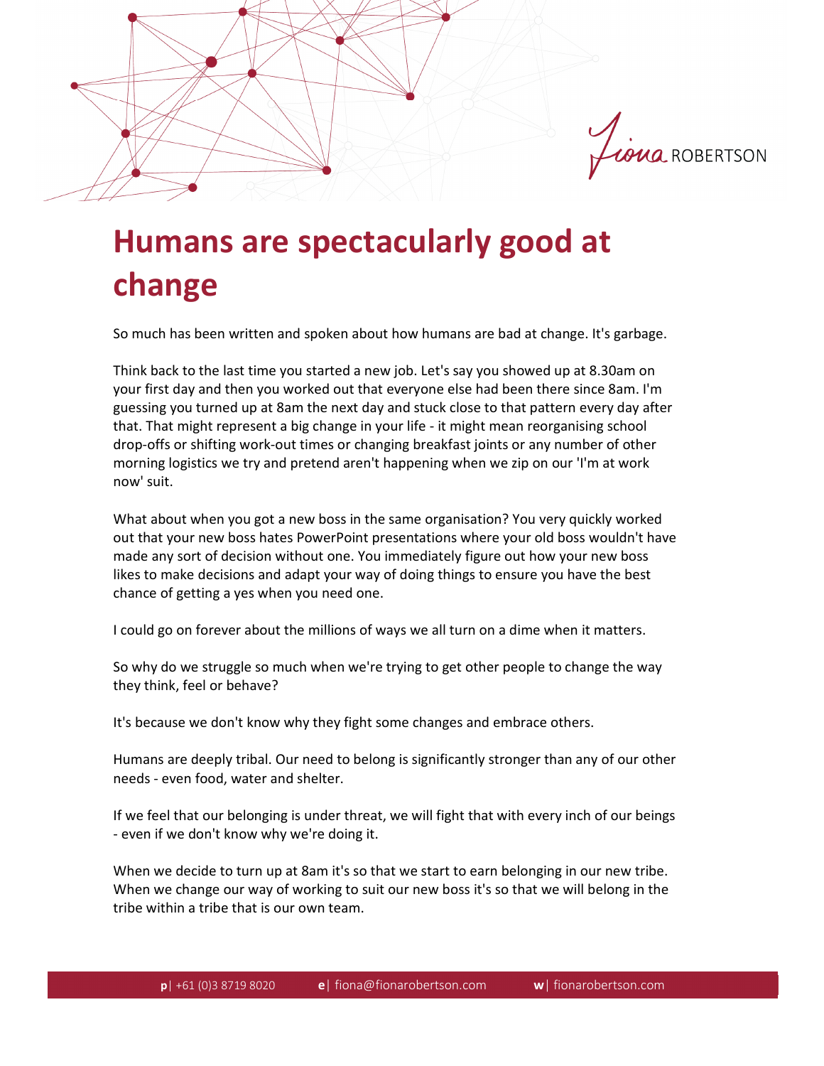# Humans are spectacularly good at change

So much has been written and spoken about how humans are bad at change. It's garbage.

Think back to the last time you started a new job. Let's say you showed up at 8.30am on your first day and then you worked out that everyone else had been there since 8am. I'm guessing you turned up at 8am the next day and stuck close to that pattern every day after that. That might represent a big change in your life - it might mean reorganising school drop-offs or shifting work-out times or changing breakfast joints or any number of other morning logistics we try and pretend aren't happening when we zip on our 'I'm at work now' suit.

What about when you got a new boss in the same organisation? You very quickly worked out that your new boss hates PowerPoint presentations where your old boss wouldn't have made any sort of decision without one. You immediately figure out how your new boss likes to make decisions and adapt your way of doing things to ensure you have the best chance of getting a yes when you need one.

I could go on forever about the millions of ways we all turn on a dime when it matters.

So why do we struggle so much when we're trying to get other people to change the way they think, feel or behave?

It's because we don't know why they fight some changes and embrace others.

Humans are deeply tribal. Our need to belong is significantly stronger than any of our other needs - even food, water and shelter.

If we feel that our belonging is under threat, we will fight that with every inch of our beings - even if we don't know why we're doing it.

When we decide to turn up at 8am it's so that we start to earn belonging in our new tribe. When we change our way of working to suit our new boss it's so that we will belong in the tribe within a tribe that is our own team.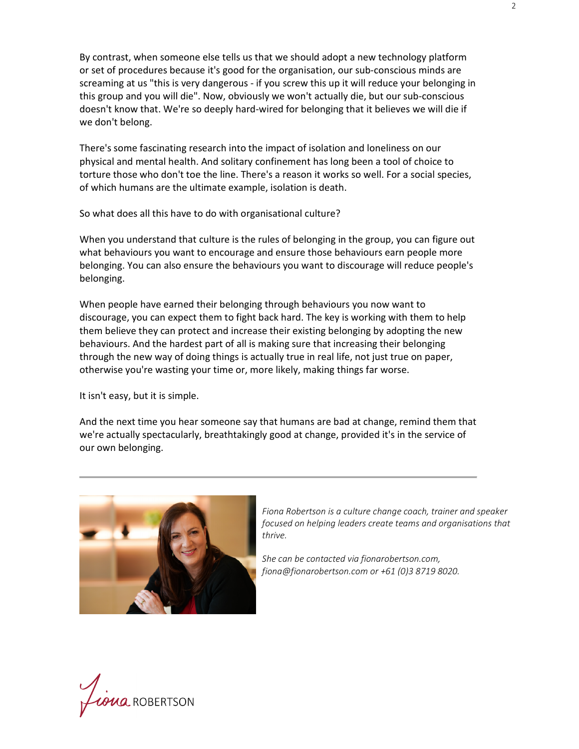By contrast, when someone else tells us that we should adopt a new technology platform or set of procedures because it's good for the organisation, our sub-conscious minds are screaming at us "this is very dangerous - if you screw this up it will reduce your belonging in this group and you will die". Now, obviously we won't actually die, but our sub-conscious doesn't know that. We're so deeply hard-wired for belonging that it believes we will die if we don't belong.

There's some fascinating research into the impact of isolation and loneliness on our physical and mental health. And solitary confinement has long been a tool of choice to torture those who don't toe the line. There's a reason it works so well. For a social species, of which humans are the ultimate example, isolation is death.

So what does all this have to do with organisational culture?

When you understand that culture is the rules of belonging in the group, you can figure out what behaviours you want to encourage and ensure those behaviours earn people more belonging. You can also ensure the behaviours you want to discourage will reduce people's belonging.

When people have earned their belonging through behaviours you now want to discourage, you can expect them to fight back hard. The key is working with them to help them believe they can protect and increase their existing belonging by adopting the new behaviours. And the hardest part of all is making sure that increasing their belonging through the new way of doing things is actually true in real life, not just true on paper, otherwise you're wasting your time or, more likely, making things far worse.

It isn't easy, but it is simple.

And the next time you hear someone say that humans are bad at change, remind them that we're actually spectacularly, breathtakingly good at change, provided it's in the service of our own belonging.

---

*Fiona Robertson is a culture change coach, trainer and speaker focused on helping leaders create teams and organisations that thrive.*

*She can be contacted via fionarobertson.com, fiona@fionarobertson.com or +61 (0)3 8719 8020.*

Fiona ROBERTSON